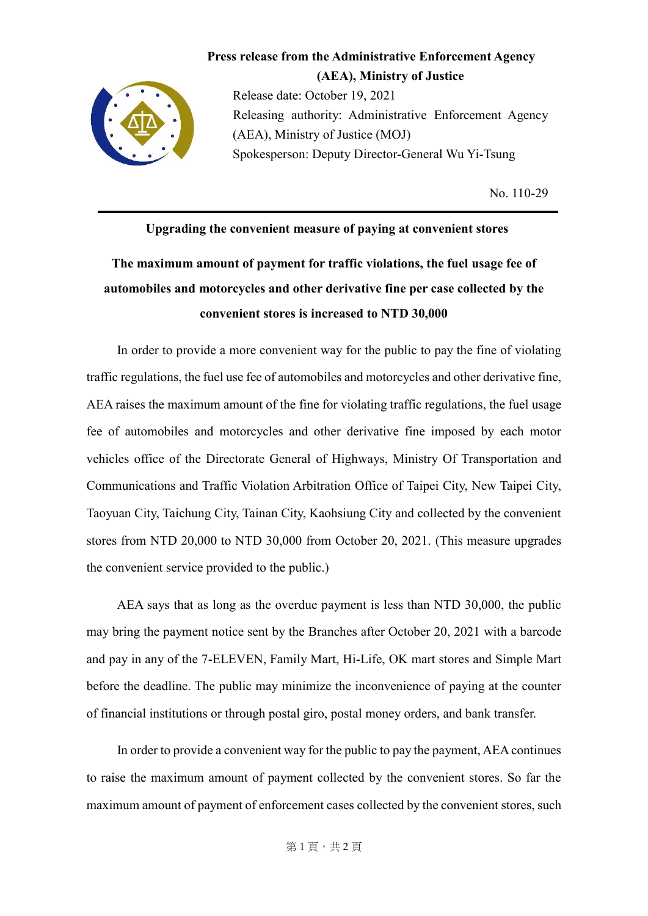**Press release from the Administrative Enforcement Agency (AEA), Ministry of Justice**

Release date: October 19, 2021

Releasing authority: Administrative Enforcement Agency (AEA), Ministry of Justice (MOJ)

Spokesperson: Deputy Director-General Wu Yi-Tsung

No. 110-29

---

**Upgrading the convenient measure of paying at convenient stores**

**The maximum amount of payment for traffic violations, the fuel usage fee of automobiles and motorcycles and other derivative fine per case collected by the convenient stores is increased to NTD 30,000**

In order to provide a more convenient way for the public to pay the fine of violating traffic regulations, the fuel use fee of automobiles and motorcycles and other derivative fine, AEA raises the maximum amount of the fine for violating traffic regulations, the fuel usage fee of automobiles and motorcycles and other derivative fine imposed by each motor vehicles office of the Directorate General of Highways, Ministry Of Transportation and Communications and Traffic Violation Arbitration Office of Taipei City, New Taipei City, Taoyuan City, Taichung City, Tainan City, Kaohsiung City and collected by the convenient stores from NTD 20,000 to NTD 30,000 from October 20, 2021. (This measure upgrades the convenient service provided to the public.)

AEA says that as long as the overdue payment is less than NTD 30,000, the public may bring the payment notice sent by the Branches after October 20, 2021 with a barcode and pay in any of the 7-ELEVEN, Family Mart, Hi-Life, OK mart stores and Simple Mart before the deadline. The public may minimize the inconvenience of paying at the counter of financial institutions or through postal giro, postal money orders, and bank transfer.

In order to provide a convenient way for the public to pay the payment, AEA continues to raise the maximum amount of payment collected by the convenient stores. So far the maximum amount of payment of enforcement cases collected by the convenient stores, such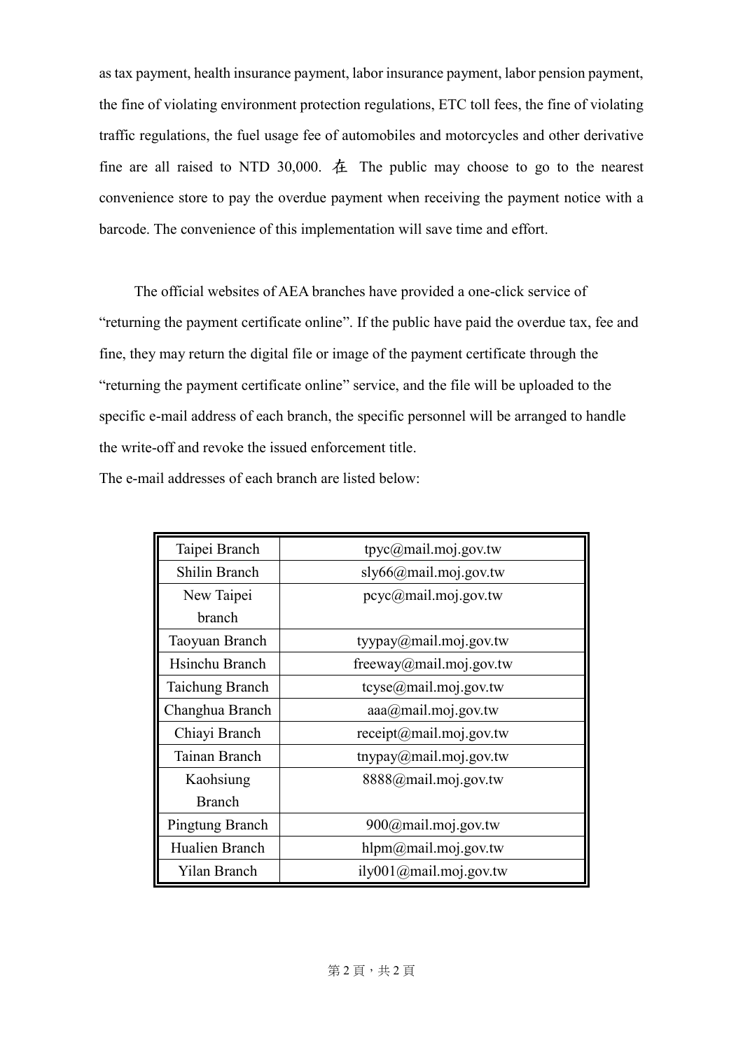as tax payment, health insurance payment, labor insurance payment, labor pension payment, the fine of violating environment protection regulations, ETC toll fees, the fine of violating traffic regulations, the fuel usage fee of automobiles and motorcycles and other derivative fine are all raised to NTD 30,000. 在 The public may choose to go to the nearest convenience store to pay the overdue payment when receiving the payment notice with a barcode. The convenience of this implementation will save time and effort.

The official websites of AEA branches have provided a one-click service of "returning the payment certificate online". If the public have paid the overdue tax, fee and fine, they may return the digital file or image of the payment certificate through the "returning the payment certificate online" service, and the file will be uploaded to the specific e-mail address of each branch, the specific personnel will be arranged to handle the write-off and revoke the issued enforcement title.

The e-mail addresses of each branch are listed below:

| | |
|---|---|
| Taipei Branch | tpyc@mail.moj.gov.tw |
| Shilin Branch | sly66@mail.moj.gov.tw |
| New Taipei branch | pcyc@mail.moj.gov.tw |
| Taoyuan Branch | tyypay@mail.moj.gov.tw |
| Hsinchu Branch | freeway@mail.moj.gov.tw |
| Taichung Branch | tcyse@mail.moj.gov.tw |
| Changhua Branch | aaa@mail.moj.gov.tw |
| Chiayi Branch | receipt@mail.moj.gov.tw |
| Tainan Branch | tnypay@mail.moj.gov.tw |
| Kaohsiung Branch | 8888@mail.moj.gov.tw |
| Pingtung Branch | 900@mail.moj.gov.tw |
| Hualien Branch | hlpm@mail.moj.gov.tw |
| Yilan Branch | ily001@mail.moj.gov.tw |